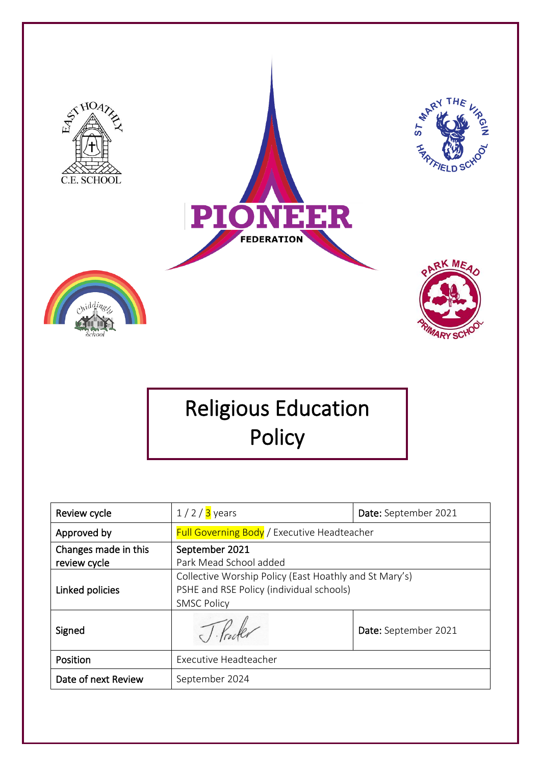# Religious Education Policy

| Review cycle | 1 / 2 / 3 years | **Date:** September 2021 |
| --- | --- | --- |
| Approved by | Full Governing Body / Executive Headteacher | |
| Changes made in this review cycle | September 2021<br>Park Mead School added | |
| Linked policies | Collective Worship Policy (East Hoathly and St Mary's)<br>PSHE and RSE Policy (individual schools)<br>SMSC Policy | |
| Signed | J. Procter | **Date:** September 2021 |
| Position | Executive Headteacher | |
| Date of next Review | September 2024 | |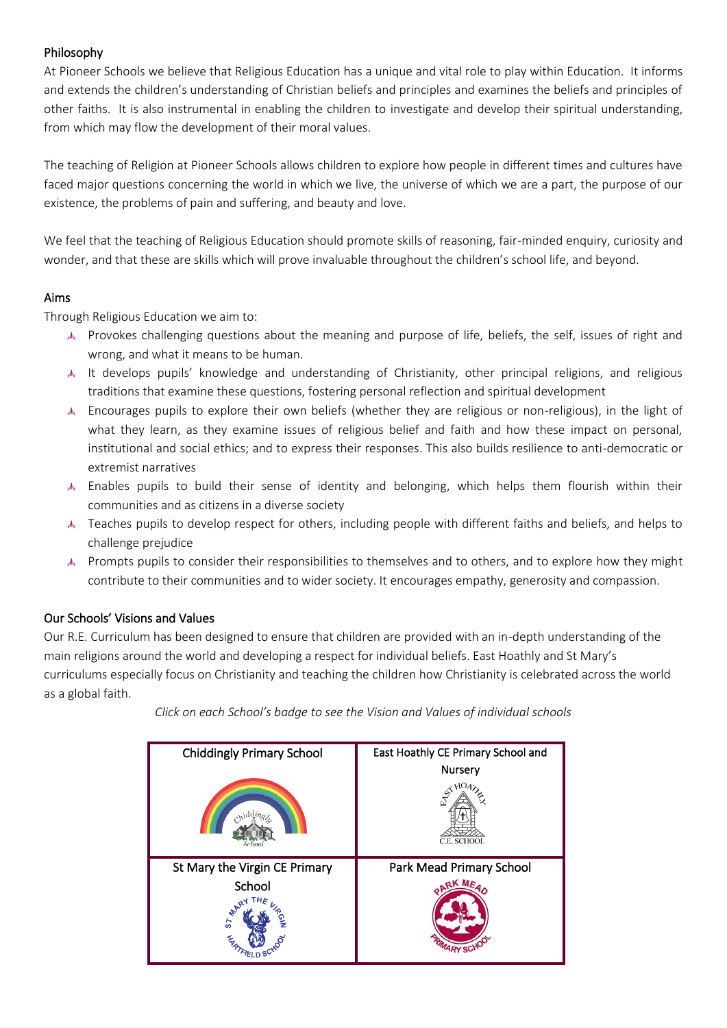## Philosophy

At Pioneer Schools we believe that Religious Education has a unique and vital role to play within Education. It informs and extends the children's understanding of Christian beliefs and principles and examines the beliefs and principles of other faiths. It is also instrumental in enabling the children to investigate and develop their spiritual understanding, from which may flow the development of their moral values.

The teaching of Religion at Pioneer Schools allows children to explore how people in different times and cultures have faced major questions concerning the world in which we live, the universe of which we are a part, the purpose of our existence, the problems of pain and suffering, and beauty and love.

We feel that the teaching of Religious Education should promote skills of reasoning, fair-minded enquiry, curiosity and wonder, and that these are skills which will prove invaluable throughout the children's school life, and beyond.

## Aims

Through Religious Education we aim to:

- Provokes challenging questions about the meaning and purpose of life, beliefs, the self, issues of right and wrong, and what it means to be human.
- It develops pupils' knowledge and understanding of Christianity, other principal religions, and religious traditions that examine these questions, fostering personal reflection and spiritual development
- Encourages pupils to explore their own beliefs (whether they are religious or non-religious), in the light of what they learn, as they examine issues of religious belief and faith and how these impact on personal, institutional and social ethics; and to express their responses. This also builds resilience to anti-democratic or extremist narratives
- Enables pupils to build their sense of identity and belonging, which helps them flourish within their communities and as citizens in a diverse society
- Teaches pupils to develop respect for others, including people with different faiths and beliefs, and helps to challenge prejudice
- Prompts pupils to consider their responsibilities to themselves and to others, and to explore how they might contribute to their communities and to wider society. It encourages empathy, generosity and compassion.

## Our Schools' Visions and Values

Our R.E. Curriculum has been designed to ensure that children are provided with an in-depth understanding of the main religions around the world and developing a respect for individual beliefs. East Hoathly and St Mary's curriculums especially focus on Christianity and teaching the children how Christianity is celebrated across the world as a global faith.

*Click on each School's badge to see the Vision and Values of individual schools*

| Chiddingly Primary School | East Hoathly CE Primary School and Nursery |
|---|---|
| St Mary the Virgin CE Primary School | Park Mead Primary School |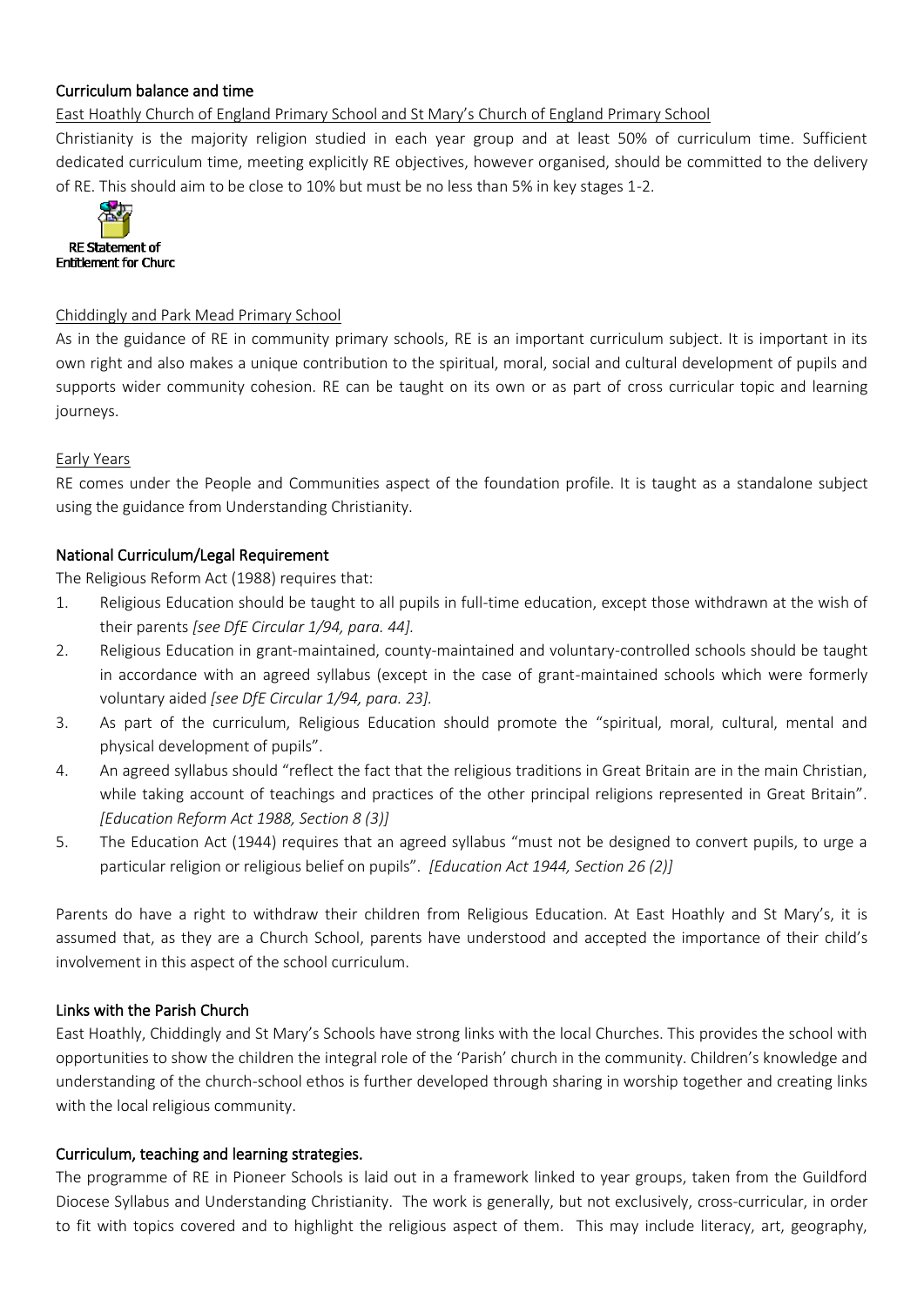## Curriculum balance and time

East Hoathly Church of England Primary School and St Mary's Church of England Primary School

Christianity is the majority religion studied in each year group and at least 50% of curriculum time. Sufficient dedicated curriculum time, meeting explicitly RE objectives, however organised, should be committed to the delivery of RE. This should aim to be close to 10% but must be no less than 5% in key stages 1-2.

RE Statement of Entitlement for Churc

Chiddingly and Park Mead Primary School

As in the guidance of RE in community primary schools, RE is an important curriculum subject. It is important in its own right and also makes a unique contribution to the spiritual, moral, social and cultural development of pupils and supports wider community cohesion. RE can be taught on its own or as part of cross curricular topic and learning journeys.

Early Years

RE comes under the People and Communities aspect of the foundation profile. It is taught as a standalone subject using the guidance from Understanding Christianity.

## National Curriculum/Legal Requirement

The Religious Reform Act (1988) requires that:

1. Religious Education should be taught to all pupils in full-time education, except those withdrawn at the wish of their parents *[see DfE Circular 1/94, para. 44].*
2. Religious Education in grant-maintained, county-maintained and voluntary-controlled schools should be taught in accordance with an agreed syllabus (except in the case of grant-maintained schools which were formerly voluntary aided *[see DfE Circular 1/94, para. 23].*
3. As part of the curriculum, Religious Education should promote the "spiritual, moral, cultural, mental and physical development of pupils".
4. An agreed syllabus should "reflect the fact that the religious traditions in Great Britain are in the main Christian, while taking account of teachings and practices of the other principal religions represented in Great Britain". *[Education Reform Act 1988, Section 8 (3)]*
5. The Education Act (1944) requires that an agreed syllabus "must not be designed to convert pupils, to urge a particular religion or religious belief on pupils". *[Education Act 1944, Section 26 (2)]*

Parents do have a right to withdraw their children from Religious Education. At East Hoathly and St Mary's, it is assumed that, as they are a Church School, parents have understood and accepted the importance of their child's involvement in this aspect of the school curriculum.

## Links with the Parish Church

East Hoathly, Chiddingly and St Mary's Schools have strong links with the local Churches. This provides the school with opportunities to show the children the integral role of the 'Parish' church in the community. Children's knowledge and understanding of the church-school ethos is further developed through sharing in worship together and creating links with the local religious community.

## Curriculum, teaching and learning strategies.

The programme of RE in Pioneer Schools is laid out in a framework linked to year groups, taken from the Guildford Diocese Syllabus and Understanding Christianity. The work is generally, but not exclusively, cross-curricular, in order to fit with topics covered and to highlight the religious aspect of them. This may include literacy, art, geography,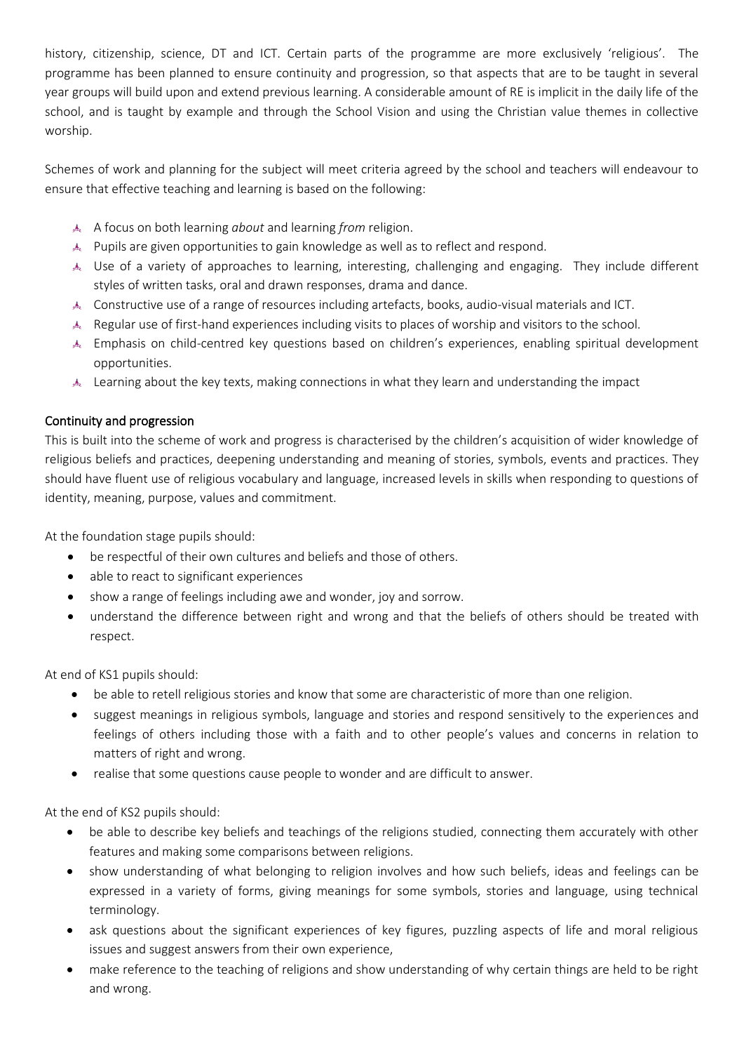history, citizenship, science, DT and ICT. Certain parts of the programme are more exclusively 'religious'. The programme has been planned to ensure continuity and progression, so that aspects that are to be taught in several year groups will build upon and extend previous learning. A considerable amount of RE is implicit in the daily life of the school, and is taught by example and through the School Vision and using the Christian value themes in collective worship.

Schemes of work and planning for the subject will meet criteria agreed by the school and teachers will endeavour to ensure that effective teaching and learning is based on the following:

- A focus on both learning *about* and learning *from* religion.
- Pupils are given opportunities to gain knowledge as well as to reflect and respond.
- Use of a variety of approaches to learning, interesting, challenging and engaging. They include different styles of written tasks, oral and drawn responses, drama and dance.
- Constructive use of a range of resources including artefacts, books, audio-visual materials and ICT.
- Regular use of first-hand experiences including visits to places of worship and visitors to the school.
- Emphasis on child-centred key questions based on children's experiences, enabling spiritual development opportunities.
- Learning about the key texts, making connections in what they learn and understanding the impact

## Continuity and progression

This is built into the scheme of work and progress is characterised by the children's acquisition of wider knowledge of religious beliefs and practices, deepening understanding and meaning of stories, symbols, events and practices. They should have fluent use of religious vocabulary and language, increased levels in skills when responding to questions of identity, meaning, purpose, values and commitment.

At the foundation stage pupils should:

- be respectful of their own cultures and beliefs and those of others.
- able to react to significant experiences
- show a range of feelings including awe and wonder, joy and sorrow.
- understand the difference between right and wrong and that the beliefs of others should be treated with respect.

At end of KS1 pupils should:

- be able to retell religious stories and know that some are characteristic of more than one religion.
- suggest meanings in religious symbols, language and stories and respond sensitively to the experiences and feelings of others including those with a faith and to other people's values and concerns in relation to matters of right and wrong.
- realise that some questions cause people to wonder and are difficult to answer.

At the end of KS2 pupils should:

- be able to describe key beliefs and teachings of the religions studied, connecting them accurately with other features and making some comparisons between religions.
- show understanding of what belonging to religion involves and how such beliefs, ideas and feelings can be expressed in a variety of forms, giving meanings for some symbols, stories and language, using technical terminology.
- ask questions about the significant experiences of key figures, puzzling aspects of life and moral religious issues and suggest answers from their own experience,
- make reference to the teaching of religions and show understanding of why certain things are held to be right and wrong.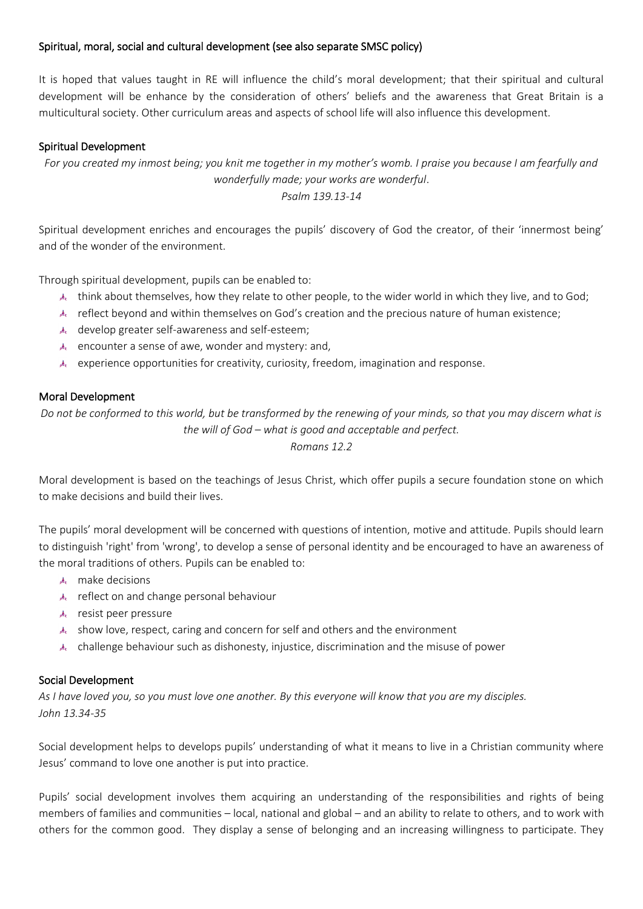## Spiritual, moral, social and cultural development (see also separate SMSC policy)

It is hoped that values taught in RE will influence the child's moral development; that their spiritual and cultural development will be enhance by the consideration of others' beliefs and the awareness that Great Britain is a multicultural society. Other curriculum areas and aspects of school life will also influence this development.

### Spiritual Development

*For you created my inmost being; you knit me together in my mother's womb. I praise you because I am fearfully and wonderfully made; your works are wonderful*.

*Psalm 139.13-14*

Spiritual development enriches and encourages the pupils' discovery of God the creator, of their 'innermost being' and of the wonder of the environment.

Through spiritual development, pupils can be enabled to:

- think about themselves, how they relate to other people, to the wider world in which they live, and to God;
- reflect beyond and within themselves on God's creation and the precious nature of human existence;
- develop greater self-awareness and self-esteem;
- encounter a sense of awe, wonder and mystery: and,
- experience opportunities for creativity, curiosity, freedom, imagination and response.

### Moral Development

*Do not be conformed to this world, but be transformed by the renewing of your minds, so that you may discern what is the will of God – what is good and acceptable and perfect.*

*Romans 12.2*

Moral development is based on the teachings of Jesus Christ, which offer pupils a secure foundation stone on which to make decisions and build their lives.

The pupils' moral development will be concerned with questions of intention, motive and attitude. Pupils should learn to distinguish 'right' from 'wrong', to develop a sense of personal identity and be encouraged to have an awareness of the moral traditions of others. Pupils can be enabled to:

- make decisions
- reflect on and change personal behaviour
- resist peer pressure
- show love, respect, caring and concern for self and others and the environment
- challenge behaviour such as dishonesty, injustice, discrimination and the misuse of power

### Social Development

*As I have loved you, so you must love one another. By this everyone will know that you are my disciples.*
*John 13.34-35*

Social development helps to develops pupils' understanding of what it means to live in a Christian community where Jesus' command to love one another is put into practice.

Pupils' social development involves them acquiring an understanding of the responsibilities and rights of being members of families and communities – local, national and global – and an ability to relate to others, and to work with others for the common good. They display a sense of belonging and an increasing willingness to participate. They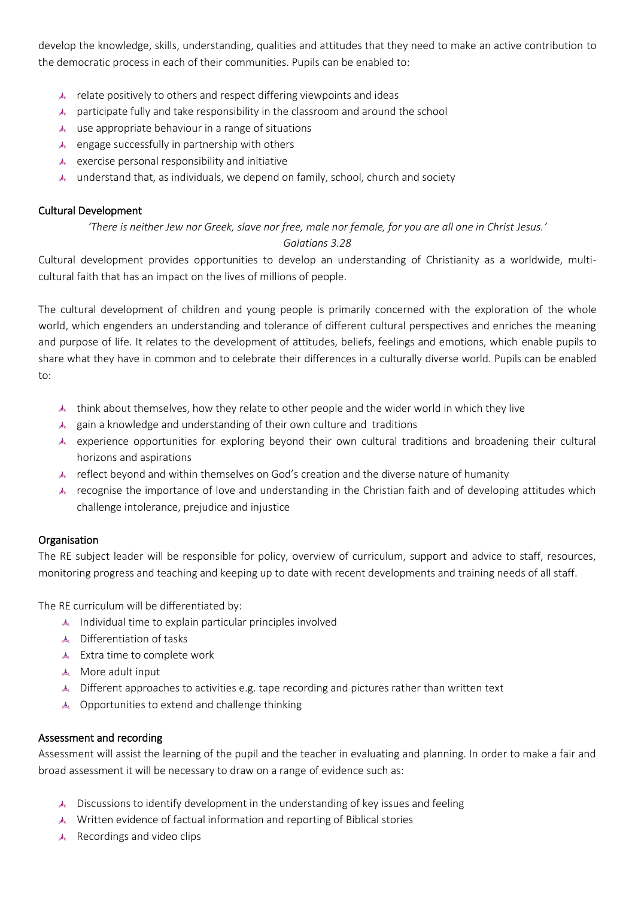develop the knowledge, skills, understanding, qualities and attitudes that they need to make an active contribution to the democratic process in each of their communities. Pupils can be enabled to:

- relate positively to others and respect differing viewpoints and ideas
- participate fully and take responsibility in the classroom and around the school
- use appropriate behaviour in a range of situations
- engage successfully in partnership with others
- exercise personal responsibility and initiative
- understand that, as individuals, we depend on family, school, church and society

## Cultural Development

*'There is neither Jew nor Greek, slave nor free, male nor female, for you are all one in Christ Jesus.'*
*Galatians 3.28*

Cultural development provides opportunities to develop an understanding of Christianity as a worldwide, multi-cultural faith that has an impact on the lives of millions of people.

The cultural development of children and young people is primarily concerned with the exploration of the whole world, which engenders an understanding and tolerance of different cultural perspectives and enriches the meaning and purpose of life. It relates to the development of attitudes, beliefs, feelings and emotions, which enable pupils to share what they have in common and to celebrate their differences in a culturally diverse world. Pupils can be enabled to:

- think about themselves, how they relate to other people and the wider world in which they live
- gain a knowledge and understanding of their own culture and traditions
- experience opportunities for exploring beyond their own cultural traditions and broadening their cultural horizons and aspirations
- reflect beyond and within themselves on God's creation and the diverse nature of humanity
- recognise the importance of love and understanding in the Christian faith and of developing attitudes which challenge intolerance, prejudice and injustice

## Organisation

The RE subject leader will be responsible for policy, overview of curriculum, support and advice to staff, resources, monitoring progress and teaching and keeping up to date with recent developments and training needs of all staff.

The RE curriculum will be differentiated by:

- Individual time to explain particular principles involved
- Differentiation of tasks
- Extra time to complete work
- More adult input
- Different approaches to activities e.g. tape recording and pictures rather than written text
- Opportunities to extend and challenge thinking

## Assessment and recording

Assessment will assist the learning of the pupil and the teacher in evaluating and planning. In order to make a fair and broad assessment it will be necessary to draw on a range of evidence such as:

- Discussions to identify development in the understanding of key issues and feeling
- Written evidence of factual information and reporting of Biblical stories
- Recordings and video clips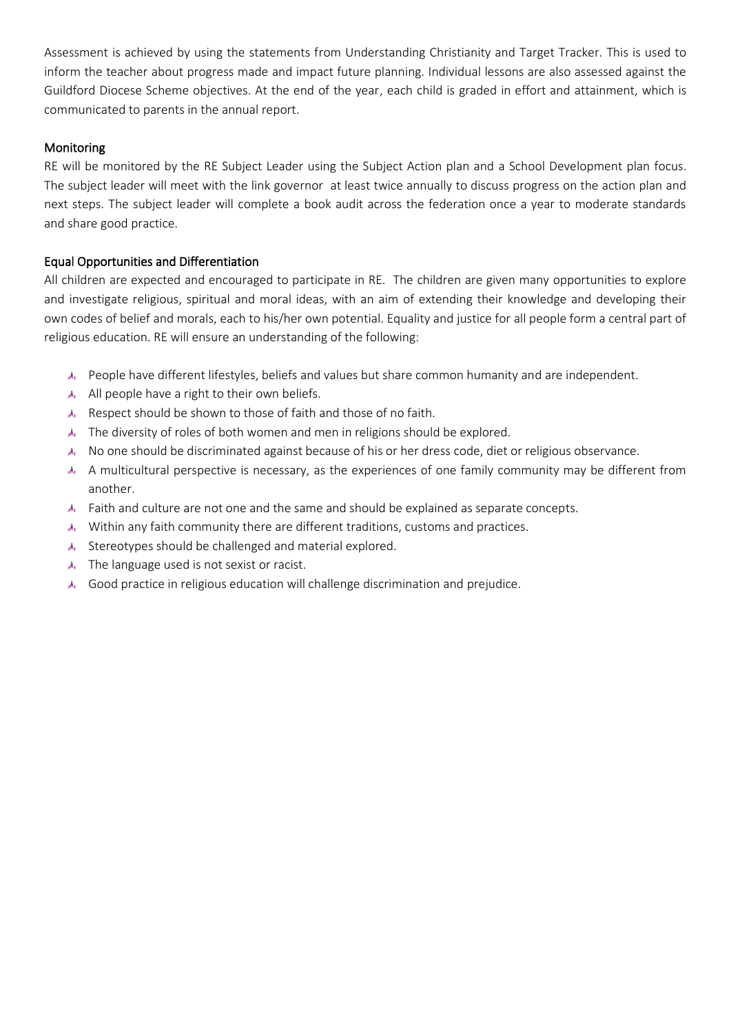Assessment is achieved by using the statements from Understanding Christianity and Target Tracker. This is used to inform the teacher about progress made and impact future planning. Individual lessons are also assessed against the Guildford Diocese Scheme objectives. At the end of the year, each child is graded in effort and attainment, which is communicated to parents in the annual report.

## Monitoring

RE will be monitored by the RE Subject Leader using the Subject Action plan and a School Development plan focus. The subject leader will meet with the link governor at least twice annually to discuss progress on the action plan and next steps. The subject leader will complete a book audit across the federation once a year to moderate standards and share good practice.

## Equal Opportunities and Differentiation

All children are expected and encouraged to participate in RE. The children are given many opportunities to explore and investigate religious, spiritual and moral ideas, with an aim of extending their knowledge and developing their own codes of belief and morals, each to his/her own potential. Equality and justice for all people form a central part of religious education. RE will ensure an understanding of the following:

- People have different lifestyles, beliefs and values but share common humanity and are independent.
- All people have a right to their own beliefs.
- Respect should be shown to those of faith and those of no faith.
- The diversity of roles of both women and men in religions should be explored.
- No one should be discriminated against because of his or her dress code, diet or religious observance.
- A multicultural perspective is necessary, as the experiences of one family community may be different from another.
- Faith and culture are not one and the same and should be explained as separate concepts.
- Within any faith community there are different traditions, customs and practices.
- Stereotypes should be challenged and material explored.
- The language used is not sexist or racist.
- Good practice in religious education will challenge discrimination and prejudice.